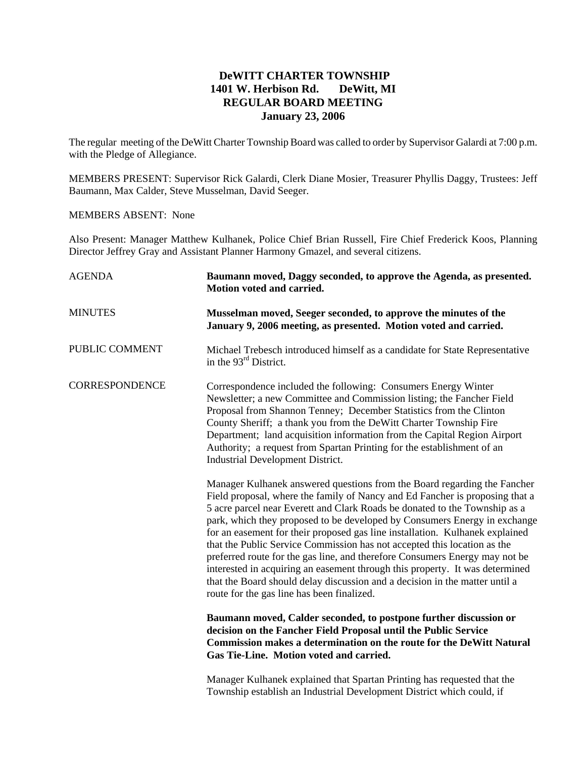**DeWITT CHARTER TOWNSHIP**
**1401 W. Herbison Rd. DeWitt, MI**
**REGULAR BOARD MEETING**
**January 23, 2006**

The regular meeting of the DeWitt Charter Township Board was called to order by Supervisor Galardi at 7:00 p.m. with the Pledge of Allegiance.

MEMBERS PRESENT: Supervisor Rick Galardi, Clerk Diane Mosier, Treasurer Phyllis Daggy, Trustees: Jeff Baumann, Max Calder, Steve Musselman, David Seeger.

MEMBERS ABSENT: None

Also Present: Manager Matthew Kulhanek, Police Chief Brian Russell, Fire Chief Frederick Koos, Planning Director Jeffrey Gray and Assistant Planner Harmony Gmazel, and several citizens.

AGENDA

**Baumann moved, Daggy seconded, to approve the Agenda, as presented. Motion voted and carried.**

MINUTES

**Musselman moved, Seeger seconded, to approve the minutes of the January 9, 2006 meeting, as presented. Motion voted and carried.**

PUBLIC COMMENT

Michael Trebesch introduced himself as a candidate for State Representative in the 93rd District.

CORRESPONDENCE

Correspondence included the following: Consumers Energy Winter Newsletter; a new Committee and Commission listing; the Fancher Field Proposal from Shannon Tenney; December Statistics from the Clinton County Sheriff; a thank you from the DeWitt Charter Township Fire Department; land acquisition information from the Capital Region Airport Authority; a request from Spartan Printing for the establishment of an Industrial Development District.

Manager Kulhanek answered questions from the Board regarding the Fancher Field proposal, where the family of Nancy and Ed Fancher is proposing that a 5 acre parcel near Everett and Clark Roads be donated to the Township as a park, which they proposed to be developed by Consumers Energy in exchange for an easement for their proposed gas line installation. Kulhanek explained that the Public Service Commission has not accepted this location as the preferred route for the gas line, and therefore Consumers Energy may not be interested in acquiring an easement through this property. It was determined that the Board should delay discussion and a decision in the matter until a route for the gas line has been finalized.

**Baumann moved, Calder seconded, to postpone further discussion or decision on the Fancher Field Proposal until the Public Service Commission makes a determination on the route for the DeWitt Natural Gas Tie-Line. Motion voted and carried.**

Manager Kulhanek explained that Spartan Printing has requested that the Township establish an Industrial Development District which could, if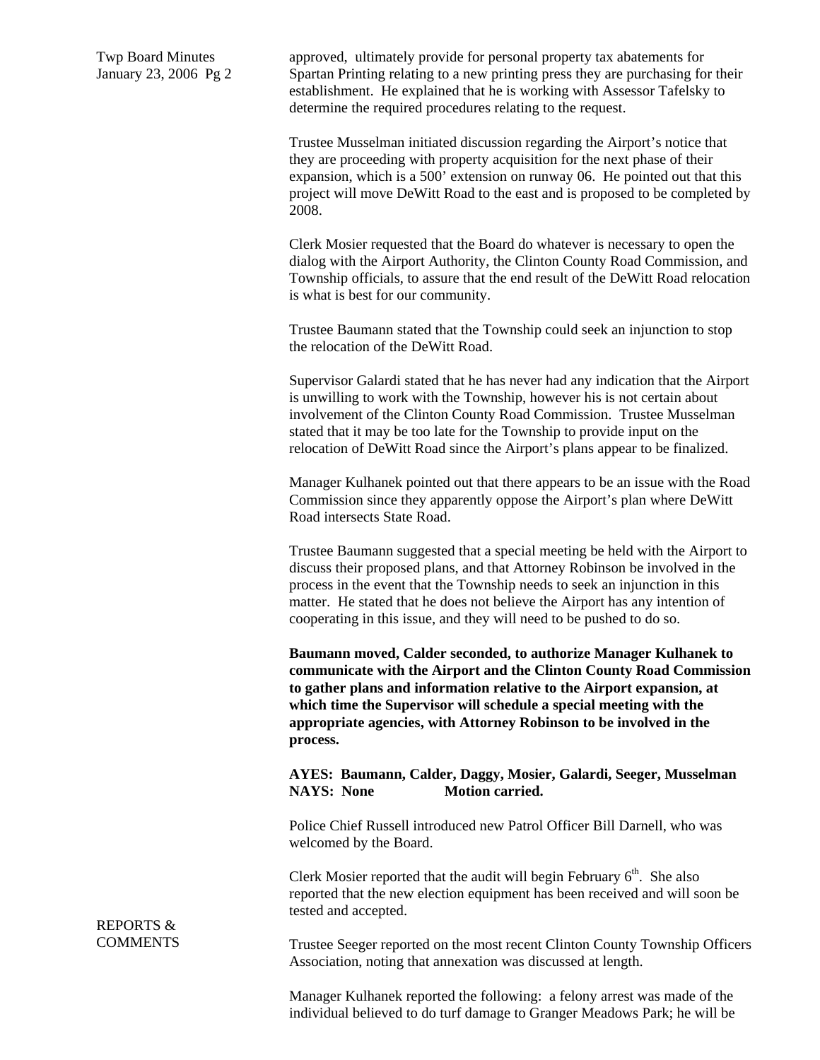approved, ultimately provide for personal property tax abatements for Spartan Printing relating to a new printing press they are purchasing for their establishment. He explained that he is working with Assessor Tafelsky to determine the required procedures relating to the request.

Trustee Musselman initiated discussion regarding the Airport's notice that they are proceeding with property acquisition for the next phase of their expansion, which is a 500' extension on runway 06. He pointed out that this project will move DeWitt Road to the east and is proposed to be completed by 2008.

Clerk Mosier requested that the Board do whatever is necessary to open the dialog with the Airport Authority, the Clinton County Road Commission, and Township officials, to assure that the end result of the DeWitt Road relocation is what is best for our community.

Trustee Baumann stated that the Township could seek an injunction to stop the relocation of the DeWitt Road.

Supervisor Galardi stated that he has never had any indication that the Airport is unwilling to work with the Township, however his is not certain about involvement of the Clinton County Road Commission. Trustee Musselman stated that it may be too late for the Township to provide input on the relocation of DeWitt Road since the Airport's plans appear to be finalized.

Manager Kulhanek pointed out that there appears to be an issue with the Road Commission since they apparently oppose the Airport's plan where DeWitt Road intersects State Road.

Trustee Baumann suggested that a special meeting be held with the Airport to discuss their proposed plans, and that Attorney Robinson be involved in the process in the event that the Township needs to seek an injunction in this matter. He stated that he does not believe the Airport has any intention of cooperating in this issue, and they will need to be pushed to do so.

**Baumann moved, Calder seconded, to authorize Manager Kulhanek to communicate with the Airport and the Clinton County Road Commission to gather plans and information relative to the Airport expansion, at which time the Supervisor will schedule a special meeting with the appropriate agencies, with Attorney Robinson to be involved in the process.**

**AYES: Baumann, Calder, Daggy, Mosier, Galardi, Seeger, Musselman**
**NAYS: None Motion carried.**

Police Chief Russell introduced new Patrol Officer Bill Darnell, who was welcomed by the Board.

REPORTS & COMMENTS

Clerk Mosier reported that the audit will begin February 6th. She also reported that the new election equipment has been received and will soon be tested and accepted.

Trustee Seeger reported on the most recent Clinton County Township Officers Association, noting that annexation was discussed at length.

Manager Kulhanek reported the following: a felony arrest was made of the individual believed to do turf damage to Granger Meadows Park; he will be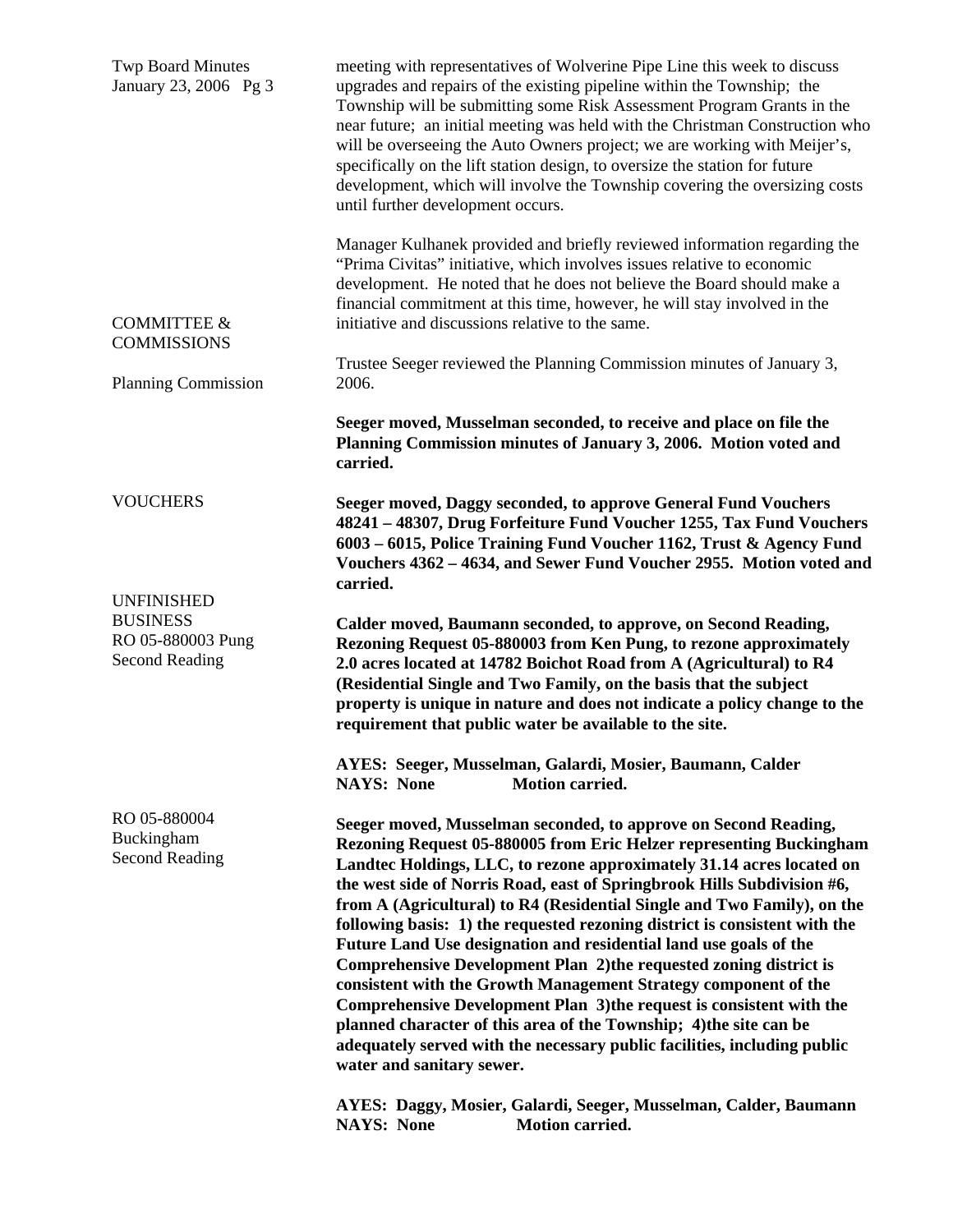meeting with representatives of Wolverine Pipe Line this week to discuss upgrades and repairs of the existing pipeline within the Township; the Township will be submitting some Risk Assessment Program Grants in the near future; an initial meeting was held with the Christman Construction who will be overseeing the Auto Owners project; we are working with Meijer's, specifically on the lift station design, to oversize the station for future development, which will involve the Township covering the oversizing costs until further development occurs.

Manager Kulhanek provided and briefly reviewed information regarding the "Prima Civitas" initiative, which involves issues relative to economic development. He noted that he does not believe the Board should make a financial commitment at this time, however, he will stay involved in the initiative and discussions relative to the same.

**COMMITTEE & COMMISSIONS**

**Planning Commission**

Trustee Seeger reviewed the Planning Commission minutes of January 3, 2006.

**Seeger moved, Musselman seconded, to receive and place on file the Planning Commission minutes of January 3, 2006. Motion voted and carried.**

**VOUCHERS**

**Seeger moved, Daggy seconded, to approve General Fund Vouchers 48241 – 48307, Drug Forfeiture Fund Voucher 1255, Tax Fund Vouchers 6003 – 6015, Police Training Fund Voucher 1162, Trust & Agency Fund Vouchers 4362 – 4634, and Sewer Fund Voucher 2955. Motion voted and carried.**

**UNFINISHED BUSINESS**

**RO 05-880003 Pung Second Reading**

**Calder moved, Baumann seconded, to approve, on Second Reading, Rezoning Request 05-880003 from Ken Pung, to rezone approximately 2.0 acres located at 14782 Boichot Road from A (Agricultural) to R4 (Residential Single and Two Family, on the basis that the subject property is unique in nature and does not indicate a policy change to the requirement that public water be available to the site.**

**AYES: Seeger, Musselman, Galardi, Mosier, Baumann, Calder**
**NAYS: None Motion carried.**

**RO 05-880004 Buckingham Second Reading**

**Seeger moved, Musselman seconded, to approve on Second Reading, Rezoning Request 05-880005 from Eric Helzer representing Buckingham Landtec Holdings, LLC, to rezone approximately 31.14 acres located on the west side of Norris Road, east of Springbrook Hills Subdivision #6, from A (Agricultural) to R4 (Residential Single and Two Family), on the following basis: 1) the requested rezoning district is consistent with the Future Land Use designation and residential land use goals of the Comprehensive Development Plan 2)the requested zoning district is consistent with the Growth Management Strategy component of the Comprehensive Development Plan 3)the request is consistent with the planned character of this area of the Township; 4)the site can be adequately served with the necessary public facilities, including public water and sanitary sewer.**

**AYES: Daggy, Mosier, Galardi, Seeger, Musselman, Calder, Baumann**
**NAYS: None Motion carried.**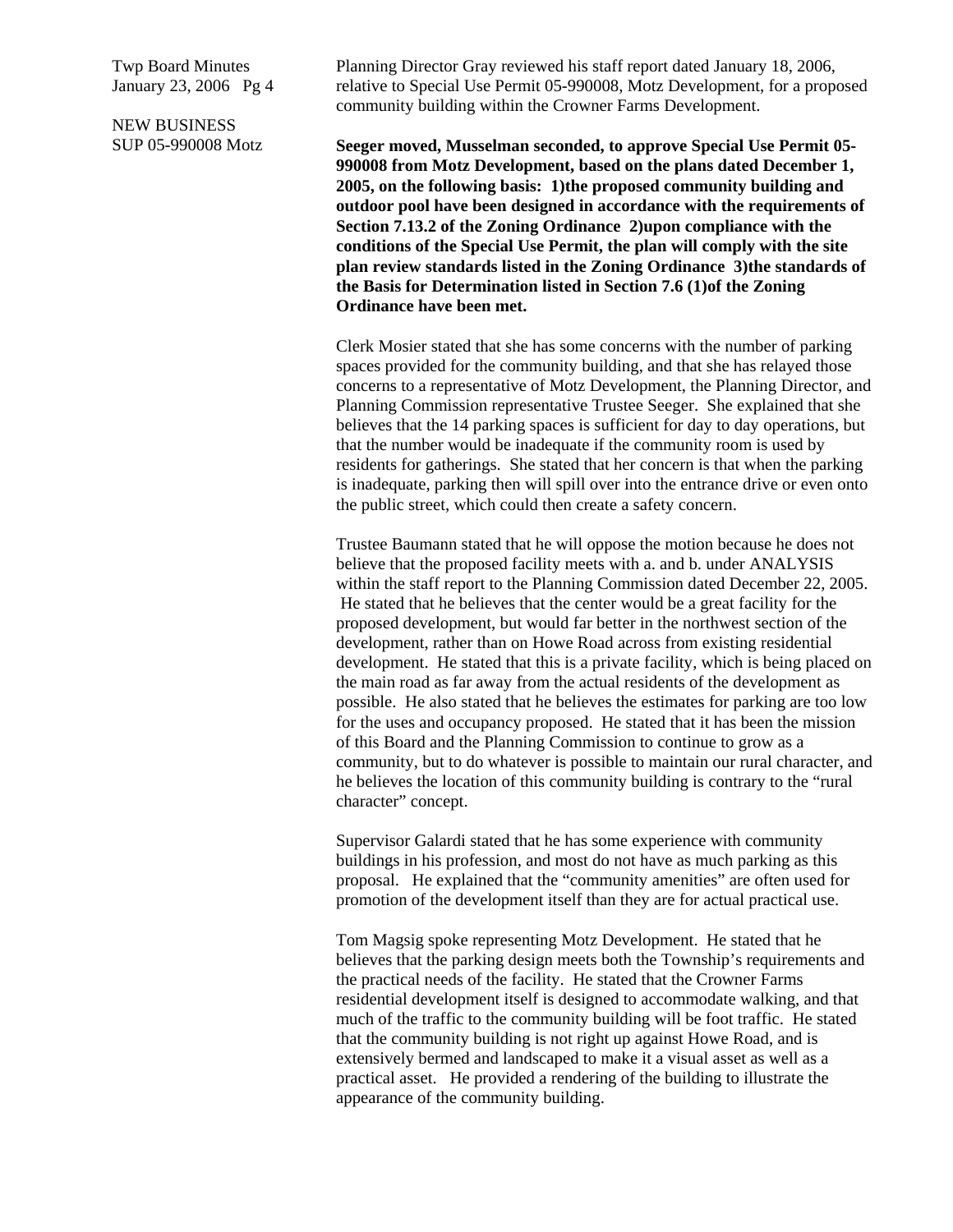NEW BUSINESS
SUP 05-990008 Motz

Planning Director Gray reviewed his staff report dated January 18, 2006, relative to Special Use Permit 05-990008, Motz Development, for a proposed community building within the Crowner Farms Development.

**Seeger moved, Musselman seconded, to approve Special Use Permit 05-990008 from Motz Development, based on the plans dated December 1, 2005, on the following basis: 1)the proposed community building and outdoor pool have been designed in accordance with the requirements of Section 7.13.2 of the Zoning Ordinance 2)upon compliance with the conditions of the Special Use Permit, the plan will comply with the site plan review standards listed in the Zoning Ordinance 3)the standards of the Basis for Determination listed in Section 7.6 (1)of the Zoning Ordinance have been met.**

Clerk Mosier stated that she has some concerns with the number of parking spaces provided for the community building, and that she has relayed those concerns to a representative of Motz Development, the Planning Director, and Planning Commission representative Trustee Seeger. She explained that she believes that the 14 parking spaces is sufficient for day to day operations, but that the number would be inadequate if the community room is used by residents for gatherings. She stated that her concern is that when the parking is inadequate, parking then will spill over into the entrance drive or even onto the public street, which could then create a safety concern.

Trustee Baumann stated that he will oppose the motion because he does not believe that the proposed facility meets with a. and b. under ANALYSIS within the staff report to the Planning Commission dated December 22, 2005. He stated that he believes that the center would be a great facility for the proposed development, but would far better in the northwest section of the development, rather than on Howe Road across from existing residential development. He stated that this is a private facility, which is being placed on the main road as far away from the actual residents of the development as possible. He also stated that he believes the estimates for parking are too low for the uses and occupancy proposed. He stated that it has been the mission of this Board and the Planning Commission to continue to grow as a community, but to do whatever is possible to maintain our rural character, and he believes the location of this community building is contrary to the "rural character" concept.

Supervisor Galardi stated that he has some experience with community buildings in his profession, and most do not have as much parking as this proposal. He explained that the "community amenities" are often used for promotion of the development itself than they are for actual practical use.

Tom Magsig spoke representing Motz Development. He stated that he believes that the parking design meets both the Township's requirements and the practical needs of the facility. He stated that the Crowner Farms residential development itself is designed to accommodate walking, and that much of the traffic to the community building will be foot traffic. He stated that the community building is not right up against Howe Road, and is extensively bermed and landscaped to make it a visual asset as well as a practical asset. He provided a rendering of the building to illustrate the appearance of the community building.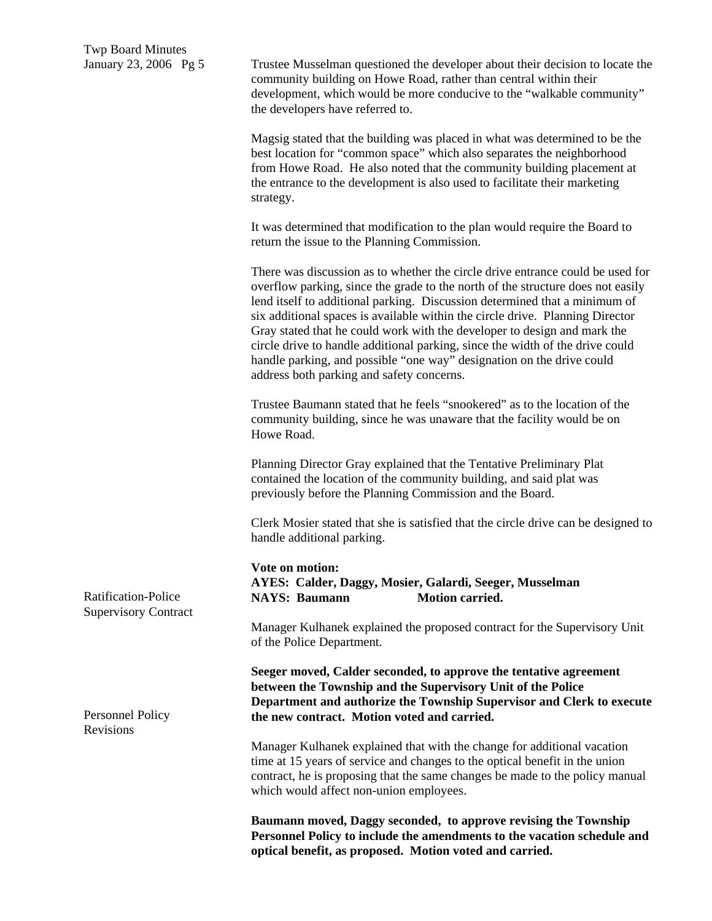Trustee Musselman questioned the developer about their decision to locate the community building on Howe Road, rather than central within their development, which would be more conducive to the "walkable community" the developers have referred to.

Magsig stated that the building was placed in what was determined to be the best location for "common space" which also separates the neighborhood from Howe Road. He also noted that the community building placement at the entrance to the development is also used to facilitate their marketing strategy.

It was determined that modification to the plan would require the Board to return the issue to the Planning Commission.

There was discussion as to whether the circle drive entrance could be used for overflow parking, since the grade to the north of the structure does not easily lend itself to additional parking. Discussion determined that a minimum of six additional spaces is available within the circle drive. Planning Director Gray stated that he could work with the developer to design and mark the circle drive to handle additional parking, since the width of the drive could handle parking, and possible "one way" designation on the drive could address both parking and safety concerns.

Trustee Baumann stated that he feels "snookered" as to the location of the community building, since he was unaware that the facility would be on Howe Road.

Planning Director Gray explained that the Tentative Preliminary Plat contained the location of the community building, and said plat was previously before the Planning Commission and the Board.

Clerk Mosier stated that she is satisfied that the circle drive can be designed to handle additional parking.

**Vote on motion:**
**AYES: Calder, Daggy, Mosier, Galardi, Seeger, Musselman**
**NAYS: Baumann Motion carried.**

### Ratification-Police Supervisory Contract

Manager Kulhanek explained the proposed contract for the Supervisory Unit of the Police Department.

**Seeger moved, Calder seconded, to approve the tentative agreement between the Township and the Supervisory Unit of the Police Department and authorize the Township Supervisor and Clerk to execute the new contract. Motion voted and carried.**

### Personnel Policy Revisions

Manager Kulhanek explained that with the change for additional vacation time at 15 years of service and changes to the optical benefit in the union contract, he is proposing that the same changes be made to the policy manual which would affect non-union employees.

**Baumann moved, Daggy seconded, to approve revising the Township Personnel Policy to include the amendments to the vacation schedule and optical benefit, as proposed. Motion voted and carried.**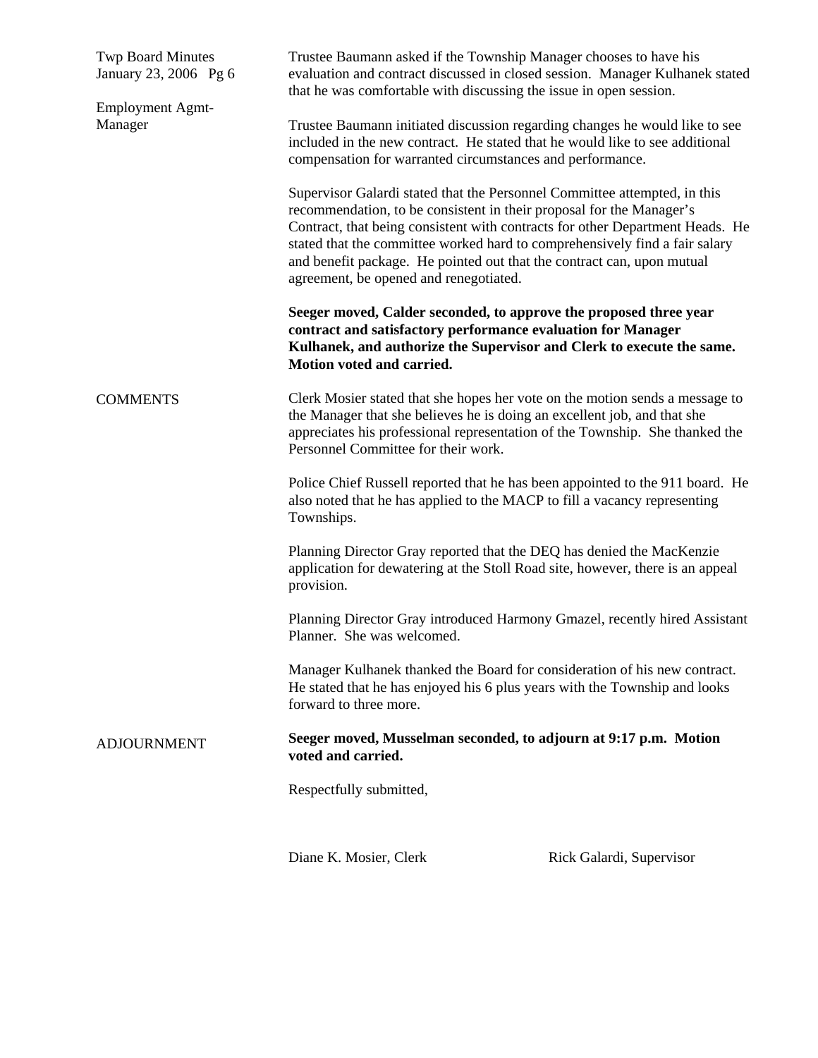Employment Agmt-Manager

Trustee Baumann asked if the Township Manager chooses to have his evaluation and contract discussed in closed session. Manager Kulhanek stated that he was comfortable with discussing the issue in open session.

Trustee Baumann initiated discussion regarding changes he would like to see included in the new contract. He stated that he would like to see additional compensation for warranted circumstances and performance.

Supervisor Galardi stated that the Personnel Committee attempted, in this recommendation, to be consistent in their proposal for the Manager's Contract, that being consistent with contracts for other Department Heads. He stated that the committee worked hard to comprehensively find a fair salary and benefit package. He pointed out that the contract can, upon mutual agreement, be opened and renegotiated.

**Seeger moved, Calder seconded, to approve the proposed three year contract and satisfactory performance evaluation for Manager Kulhanek, and authorize the Supervisor and Clerk to execute the same. Motion voted and carried.**

COMMENTS

Clerk Mosier stated that she hopes her vote on the motion sends a message to the Manager that she believes he is doing an excellent job, and that she appreciates his professional representation of the Township. She thanked the Personnel Committee for their work.

Police Chief Russell reported that he has been appointed to the 911 board. He also noted that he has applied to the MACP to fill a vacancy representing Townships.

Planning Director Gray reported that the DEQ has denied the MacKenzie application for dewatering at the Stoll Road site, however, there is an appeal provision.

Planning Director Gray introduced Harmony Gmazel, recently hired Assistant Planner. She was welcomed.

Manager Kulhanek thanked the Board for consideration of his new contract. He stated that he has enjoyed his 6 plus years with the Township and looks forward to three more.

ADJOURNMENT

**Seeger moved, Musselman seconded, to adjourn at 9:17 p.m. Motion voted and carried.**

Respectfully submitted,

Diane K. Mosier, Clerk

Rick Galardi, Supervisor